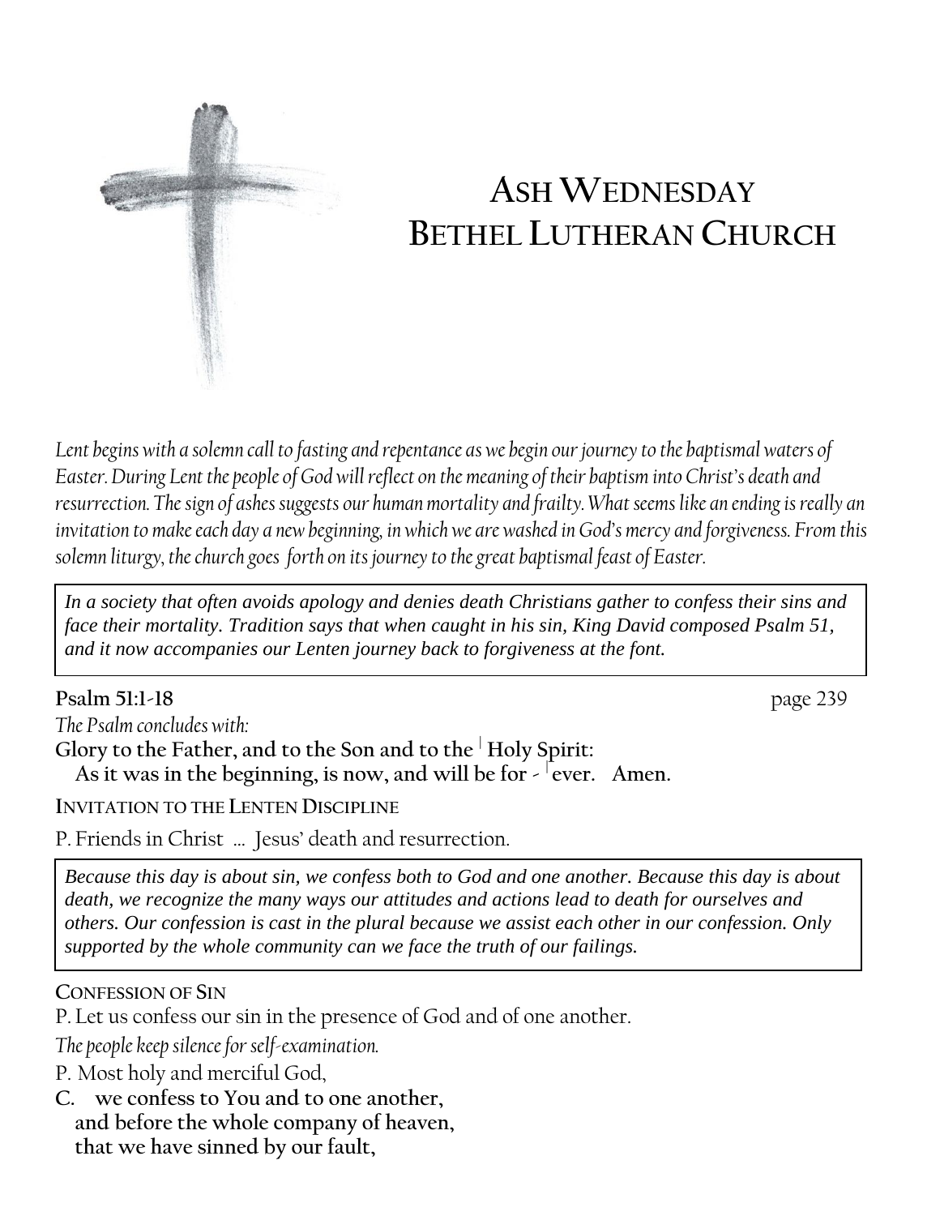# ASH WEDNESDAY
# BETHEL LUTHERAN CHURCH

*Lent begins with a solemn call to fasting and repentance as we begin our journey to the baptismal waters of Easter. During Lent the people of God will reflect on the meaning of their baptism into Christ's death and resurrection. The sign of ashes suggests our human mortality and frailty. What seems like an ending is really an invitation to make each day a new beginning, in which we are washed in God's mercy and forgiveness. From this solemn liturgy, the church goes forth on its journey to the great baptismal feast of Easter.*

> *In a society that often avoids apology and denies death Christians gather to confess their sins and face their mortality. Tradition says that when caught in his sin, King David composed Psalm 51, and it now accompanies our Lenten journey back to forgiveness at the font.*

**Psalm 51:1-18** page 239

*The Psalm concludes with:*

**Glory to the Father, and to the Son and to the | Holy Spirit:**
**As it was in the beginning, is now, and will be for - | ever. Amen.**

**INVITATION TO THE LENTEN DISCIPLINE**

P. Friends in Christ ... Jesus' death and resurrection.

> *Because this day is about sin, we confess both to God and one another. Because this day is about death, we recognize the many ways our attitudes and actions lead to death for ourselves and others. Our confession is cast in the plural because we assist each other in our confession. Only supported by the whole community can we face the truth of our failings.*

**CONFESSION OF SIN**

P. Let us confess our sin in the presence of God and of one another.

*The people keep silence for self-examination.*

P. Most holy and merciful God,

**C. we confess to You and to one another,**
**and before the whole company of heaven,**
**that we have sinned by our fault,**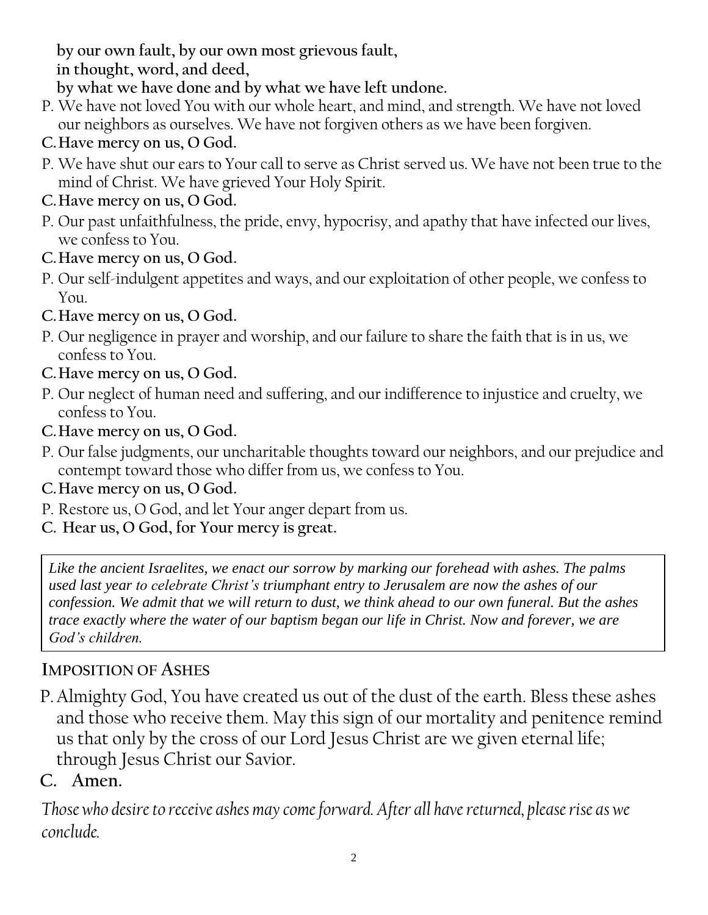**by our own fault, by our own most grievous fault,**
**in thought, word, and deed,**
**by what we have done and by what we have left undone.**

P. We have not loved You with our whole heart, and mind, and strength. We have not loved our neighbors as ourselves. We have not forgiven others as we have been forgiven.

**C. Have mercy on us, O God.**

P. We have shut our ears to Your call to serve as Christ served us. We have not been true to the mind of Christ. We have grieved Your Holy Spirit.

**C. Have mercy on us, O God.**

P. Our past unfaithfulness, the pride, envy, hypocrisy, and apathy that have infected our lives, we confess to You.

**C. Have mercy on us, O God.**

P. Our self-indulgent appetites and ways, and our exploitation of other people, we confess to You.

**C. Have mercy on us, O God.**

P. Our negligence in prayer and worship, and our failure to share the faith that is in us, we confess to You.

**C. Have mercy on us, O God.**

P. Our neglect of human need and suffering, and our indifference to injustice and cruelty, we confess to You.

**C. Have mercy on us, O God.**

P. Our false judgments, our uncharitable thoughts toward our neighbors, and our prejudice and contempt toward those who differ from us, we confess to You.

**C. Have mercy on us, O God.**

P. Restore us, O God, and let Your anger depart from us.

**C. Hear us, O God, for Your mercy is great.**

*Like the ancient Israelites, we enact our sorrow by marking our forehead with ashes. The palms used last year to celebrate Christ's triumphant entry to Jerusalem are now the ashes of our confession. We admit that we will return to dust, we think ahead to our own funeral. But the ashes trace exactly where the water of our baptism began our life in Christ. Now and forever, we are God's children.*

## IMPOSITION OF ASHES

P. Almighty God, You have created us out of the dust of the earth. Bless these ashes and those who receive them. May this sign of our mortality and penitence remind us that only by the cross of our Lord Jesus Christ are we given eternal life; through Jesus Christ our Savior.

**C. Amen.**

*Those who desire to receive ashes may come forward. After all have returned, please rise as we conclude.*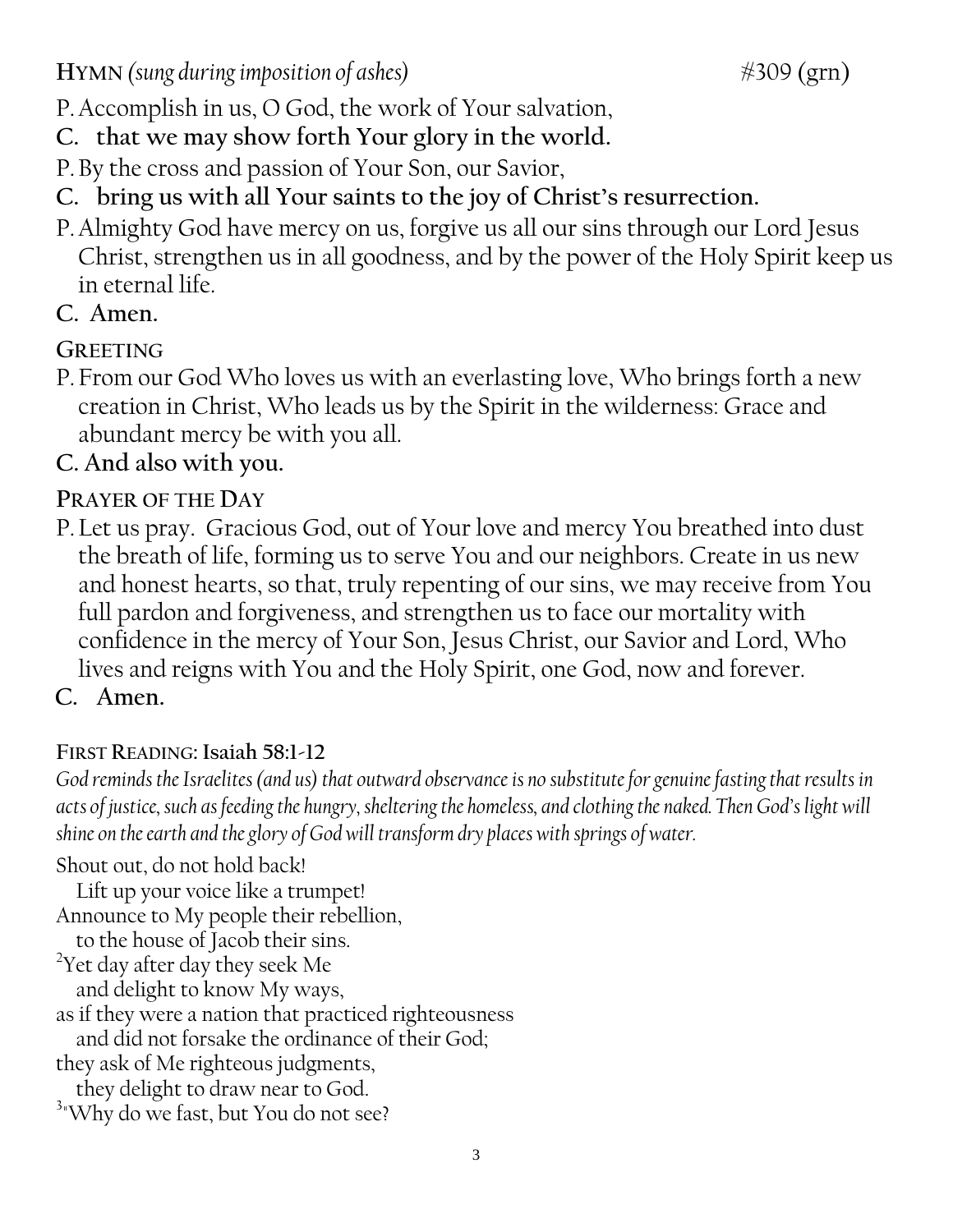**HYMN** *(sung during imposition of ashes)* #309 (grn)

P. Accomplish in us, O God, the work of Your salvation,

**C. that we may show forth Your glory in the world.**

P. By the cross and passion of Your Son, our Savior,

**C. bring us with all Your saints to the joy of Christ's resurrection.**

P. Almighty God have mercy on us, forgive us all our sins through our Lord Jesus Christ, strengthen us in all goodness, and by the power of the Holy Spirit keep us in eternal life.

**C. Amen.**

**GREETING**

P. From our God Who loves us with an everlasting love, Who brings forth a new creation in Christ, Who leads us by the Spirit in the wilderness: Grace and abundant mercy be with you all.

**C. And also with you.**

**PRAYER OF THE DAY**

P. Let us pray. Gracious God, out of Your love and mercy You breathed into dust the breath of life, forming us to serve You and our neighbors. Create in us new and honest hearts, so that, truly repenting of our sins, we may receive from You full pardon and forgiveness, and strengthen us to face our mortality with confidence in the mercy of Your Son, Jesus Christ, our Savior and Lord, Who lives and reigns with You and the Holy Spirit, one God, now and forever.

**C. Amen.**

**FIRST READING: Isaiah 58:1-12**

*God reminds the Israelites (and us) that outward observance is no substitute for genuine fasting that results in acts of justice, such as feeding the hungry, sheltering the homeless, and clothing the naked. Then God's light will shine on the earth and the glory of God will transform dry places with springs of water.*

Shout out, do not hold back!
Lift up your voice like a trumpet!
Announce to My people their rebellion,
to the house of Jacob their sins.
[2]Yet day after day they seek Me
and delight to know My ways,
as if they were a nation that practiced righteousness
and did not forsake the ordinance of their God;
they ask of Me righteous judgments,
they delight to draw near to God.
[3]"Why do we fast, but You do not see?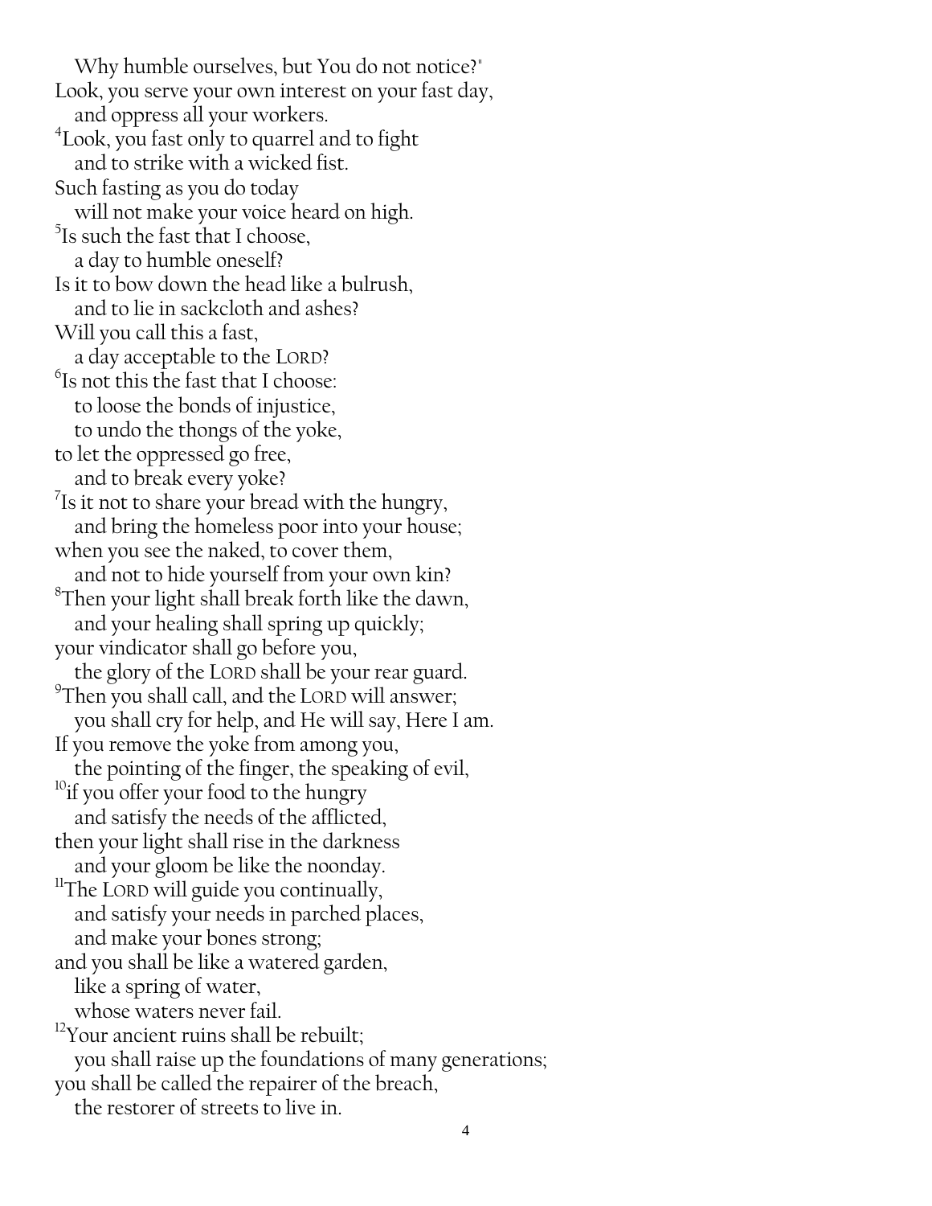Why humble ourselves, but You do not notice?"
Look, you serve your own interest on your fast day,
and oppress all your workers.
[4]Look, you fast only to quarrel and to fight
and to strike with a wicked fist.
Such fasting as you do today
will not make your voice heard on high.
[5]Is such the fast that I choose,
a day to humble oneself?
Is it to bow down the head like a bulrush,
and to lie in sackcloth and ashes?
Will you call this a fast,
a day acceptable to the LORD?
[6]Is not this the fast that I choose:
to loose the bonds of injustice,
to undo the thongs of the yoke,
to let the oppressed go free,
and to break every yoke?
[7]Is it not to share your bread with the hungry,
and bring the homeless poor into your house;
when you see the naked, to cover them,
and not to hide yourself from your own kin?
[8]Then your light shall break forth like the dawn,
and your healing shall spring up quickly;
your vindicator shall go before you,
the glory of the LORD shall be your rear guard.
[9]Then you shall call, and the LORD will answer;
you shall cry for help, and He will say, Here I am.
If you remove the yoke from among you,
the pointing of the finger, the speaking of evil,
[10]if you offer your food to the hungry
and satisfy the needs of the afflicted,
then your light shall rise in the darkness
and your gloom be like the noonday.
[11]The LORD will guide you continually,
and satisfy your needs in parched places,
and make your bones strong;
and you shall be like a watered garden,
like a spring of water,
whose waters never fail.
[12]Your ancient ruins shall be rebuilt;
you shall raise up the foundations of many generations;
you shall be called the repairer of the breach,
the restorer of streets to live in.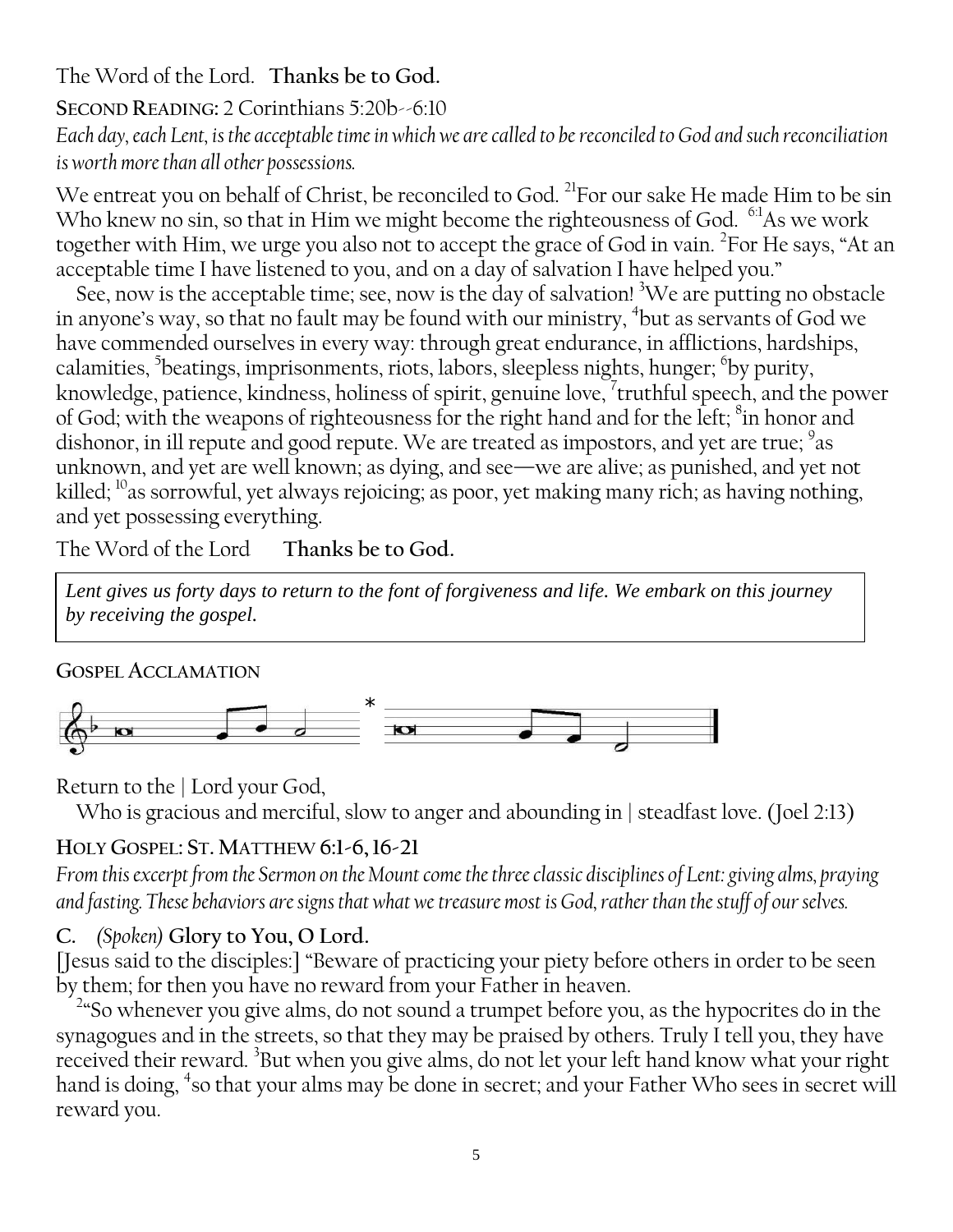The Word of the Lord. **Thanks be to God.**

**SECOND READING:** 2 Corinthians 5:20b--6:10

*Each day, each Lent, is the acceptable time in which we are called to be reconciled to God and such reconciliation is worth more than all other possessions.*

We entreat you on behalf of Christ, be reconciled to God. [21]For our sake He made Him to be sin Who knew no sin, so that in Him we might become the righteousness of God. [6:1]As we work together with Him, we urge you also not to accept the grace of God in vain. [2]For He says, "At an acceptable time I have listened to you, and on a day of salvation I have helped you."

See, now is the acceptable time; see, now is the day of salvation! [3]We are putting no obstacle in anyone's way, so that no fault may be found with our ministry, [4]but as servants of God we have commended ourselves in every way: through great endurance, in afflictions, hardships, calamities, [5]beatings, imprisonments, riots, labors, sleepless nights, hunger; [6]by purity, knowledge, patience, kindness, holiness of spirit, genuine love, [7]truthful speech, and the power of God; with the weapons of righteousness for the right hand and for the left; [8]in honor and dishonor, in ill repute and good repute. We are treated as impostors, and yet are true; [9]as unknown, and yet are well known; as dying, and see—we are alive; as punished, and yet not killed; [10]as sorrowful, yet always rejoicing; as poor, yet making many rich; as having nothing, and yet possessing everything.

The Word of the Lord **Thanks be to God.**

> *Lent gives us forty days to return to the font of forgiveness and life. We embark on this journey by receiving the gospel.*

**GOSPEL ACCLAMATION**

Return to the | Lord your God,

Who is gracious and merciful, slow to anger and abounding in | steadfast love. (Joel 2:13)

**HOLY GOSPEL: ST. MATTHEW 6:1-6, 16-21**

*From this excerpt from the Sermon on the Mount come the three classic disciplines of Lent: giving alms, praying and fasting. These behaviors are signs that what we treasure most is God, rather than the stuff of our selves.*

**C.** *(Spoken)* **Glory to You, O Lord.**

[Jesus said to the disciples:] "Beware of practicing your piety before others in order to be seen by them; for then you have no reward from your Father in heaven.

[2]"So whenever you give alms, do not sound a trumpet before you, as the hypocrites do in the synagogues and in the streets, so that they may be praised by others. Truly I tell you, they have received their reward. [3]But when you give alms, do not let your left hand know what your right hand is doing, [4]so that your alms may be done in secret; and your Father Who sees in secret will reward you.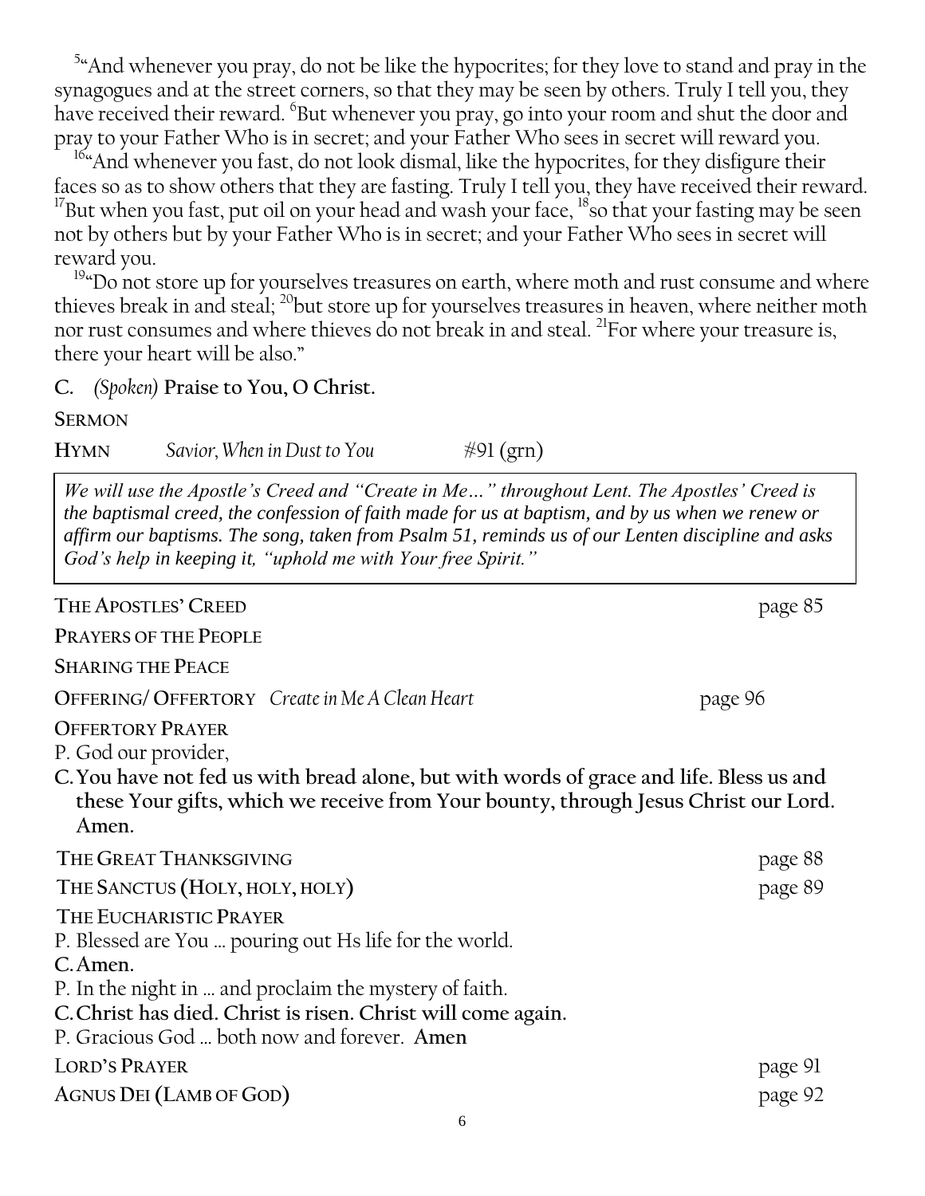[5]"And whenever you pray, do not be like the hypocrites; for they love to stand and pray in the synagogues and at the street corners, so that they may be seen by others. Truly I tell you, they have received their reward. [6]But whenever you pray, go into your room and shut the door and pray to your Father Who is in secret; and your Father Who sees in secret will reward you.

[16]"And whenever you fast, do not look dismal, like the hypocrites, for they disfigure their faces so as to show others that they are fasting. Truly I tell you, they have received their reward. [17]But when you fast, put oil on your head and wash your face, [18]so that your fasting may be seen not by others but by your Father Who is in secret; and your Father Who sees in secret will reward you.

[19]"Do not store up for yourselves treasures on earth, where moth and rust consume and where thieves break in and steal; [20]but store up for yourselves treasures in heaven, where neither moth nor rust consumes and where thieves do not break in and steal. [21]For where your treasure is, there your heart will be also."

C. *(Spoken)* **Praise to You, O Christ.**

**SERMON**

**HYMN** *Savior, When in Dust to You* #91 (grn)

> *We will use the Apostle's Creed and "Create in Me…" throughout Lent. The Apostles' Creed is the baptismal creed, the confession of faith made for us at baptism, and by us when we renew or affirm our baptisms. The song, taken from Psalm 51, reminds us of our Lenten discipline and asks God's help in keeping it, "uphold me with Your free Spirit."*

**THE APOSTLES' CREED** page 85

**PRAYERS OF THE PEOPLE**

**SHARING THE PEACE**

**OFFERING/ OFFERTORY** *Create in Me A Clean Heart* page 96

**OFFERTORY PRAYER**

P. God our provider,

**C. You have not fed us with bread alone, but with words of grace and life. Bless us and these Your gifts, which we receive from Your bounty, through Jesus Christ our Lord. Amen.**

**THE GREAT THANKSGIVING** page 88

**THE SANCTUS (HOLY, HOLY, HOLY)** page 89

**THE EUCHARISTIC PRAYER**

P. Blessed are You … pouring out Hs life for the world.

**C. Amen.**

P. In the night in … and proclaim the mystery of faith.

**C. Christ has died. Christ is risen. Christ will come again.**

P. Gracious God … both now and forever. **Amen**

**LORD'S PRAYER** page 91

**AGNUS DEI (LAMB OF GOD)** page 92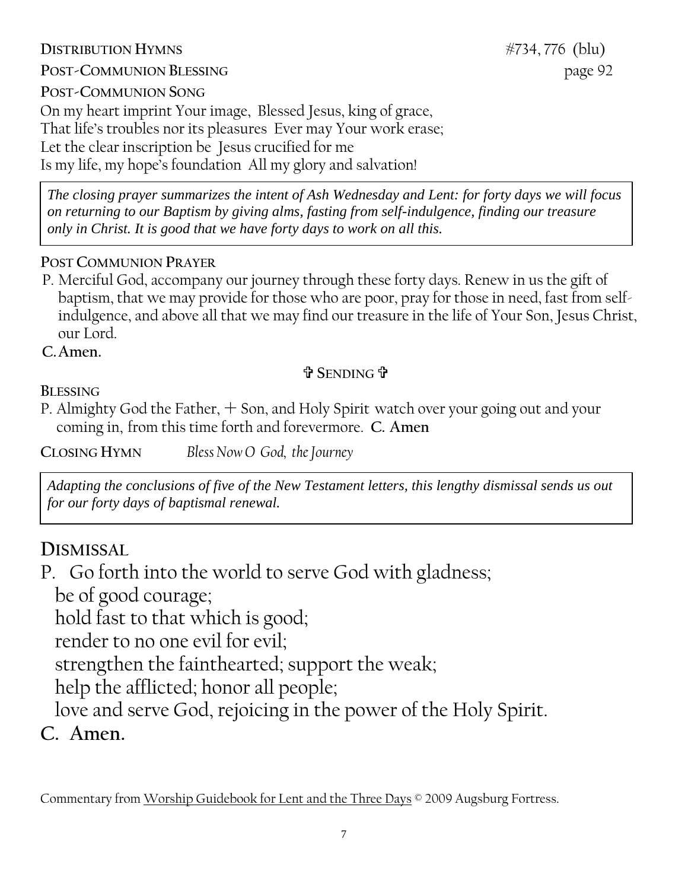**DISTRIBUTION HYMNS** #734, 776 (blu)

**POST-COMMUNION BLESSING** page 92

**POST-COMMUNION SONG**

On my heart imprint Your image, Blessed Jesus, king of grace,
That life's troubles nor its pleasures Ever may Your work erase;
Let the clear inscription be Jesus crucified for me
Is my life, my hope's foundation All my glory and salvation!

> ***The closing prayer summarizes the intent of Ash Wednesday and Lent: for forty days we will focus on returning to our Baptism by giving alms, fasting from self-indulgence, finding our treasure only in Christ. It is good that we have forty days to work on all this.***

**POST COMMUNION PRAYER**

P. Merciful God, accompany our journey through these forty days. Renew in us the gift of baptism, that we may provide for those who are poor, pray for those in need, fast from self-indulgence, and above all that we may find our treasure in the life of Your Son, Jesus Christ, our Lord.

**C. Amen.**

**✞ SENDING ✞**

**BLESSING**

P. Almighty God the Father, + Son, and Holy Spirit watch over your going out and your coming in, from this time forth and forevermore. **C. Amen**

**CLOSING HYMN** *Bless Now O God, the Journey*

> ***Adapting the conclusions of five of the New Testament letters, this lengthy dismissal sends us out for our forty days of baptismal renewal.***

## DISMISSAL

P. Go forth into the world to serve God with gladness;
be of good courage;
hold fast to that which is good;
render to no one evil for evil;
strengthen the fainthearted; support the weak;
help the afflicted; honor all people;
love and serve God, rejoicing in the power of the Holy Spirit.

**C. Amen.**

Commentary from Worship Guidebook for Lent and the Three Days © 2009 Augsburg Fortress.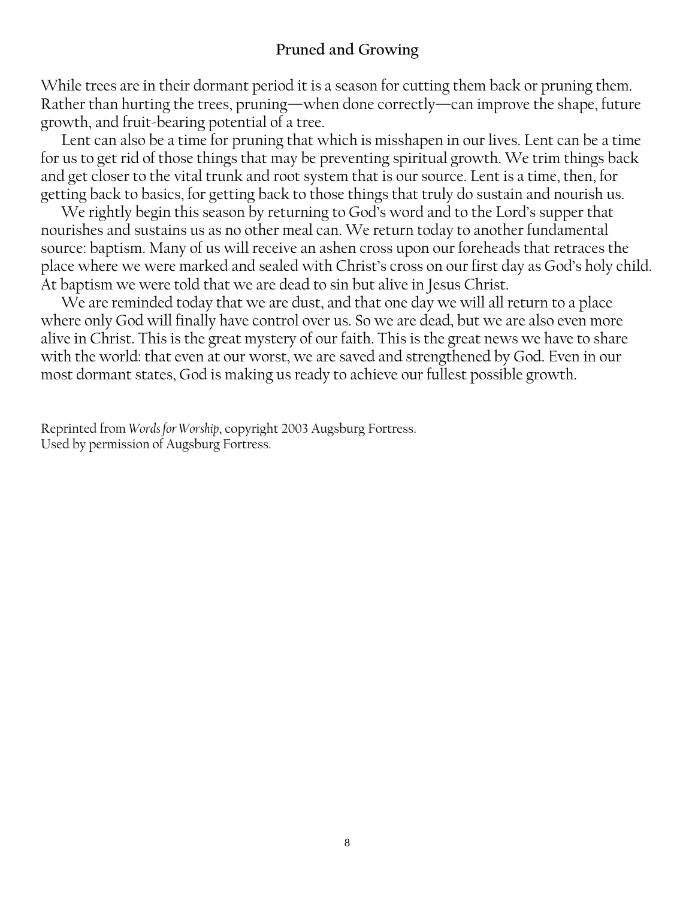## Pruned and Growing

While trees are in their dormant period it is a season for cutting them back or pruning them. Rather than hurting the trees, pruning—when done correctly—can improve the shape, future growth, and fruit-bearing potential of a tree.

Lent can also be a time for pruning that which is misshapen in our lives. Lent can be a time for us to get rid of those things that may be preventing spiritual growth. We trim things back and get closer to the vital trunk and root system that is our source. Lent is a time, then, for getting back to basics, for getting back to those things that truly do sustain and nourish us.

We rightly begin this season by returning to God's word and to the Lord's supper that nourishes and sustains us as no other meal can. We return today to another fundamental source: baptism. Many of us will receive an ashen cross upon our foreheads that retraces the place where we were marked and sealed with Christ's cross on our first day as God's holy child. At baptism we were told that we are dead to sin but alive in Jesus Christ.

We are reminded today that we are dust, and that one day we will all return to a place where only God will finally have control over us. So we are dead, but we are also even more alive in Christ. This is the great mystery of our faith. This is the great news we have to share with the world: that even at our worst, we are saved and strengthened by God. Even in our most dormant states, God is making us ready to achieve our fullest possible growth.

Reprinted from *Words for Worship*, copyright 2003 Augsburg Fortress.
Used by permission of Augsburg Fortress.